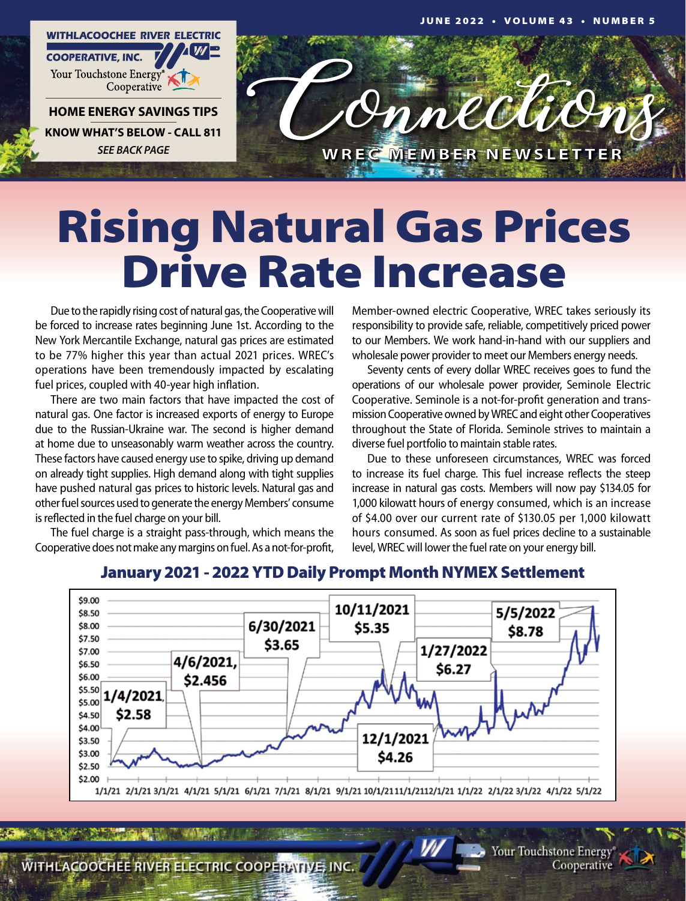WITHLACOOCHEE RIVER ELECTRIC COOPERATIVE, INC.
Your Touchstone Energy® Cooperative

**HOME ENERGY SAVINGS TIPS**

**KNOW WHAT'S BELOW - CALL 811**

*SEE BACK PAGE*

JUNE 2022 • VOLUME 43 • NUMBER 5

# Connections

WREC MEMBER NEWSLETTER

# Rising Natural Gas Prices Drive Rate Increase

Due to the rapidly rising cost of natural gas, the Cooperative will be forced to increase rates beginning June 1st. According to the New York Mercantile Exchange, natural gas prices are estimated to be 77% higher this year than actual 2021 prices. WREC's operations have been tremendously impacted by escalating fuel prices, coupled with 40-year high inflation.

There are two main factors that have impacted the cost of natural gas. One factor is increased exports of energy to Europe due to the Russian-Ukraine war. The second is higher demand at home due to unseasonably warm weather across the country. These factors have caused energy use to spike, driving up demand on already tight supplies. High demand along with tight supplies have pushed natural gas prices to historic levels. Natural gas and other fuel sources used to generate the energy Members' consume is reflected in the fuel charge on your bill.

The fuel charge is a straight pass-through, which means the Cooperative does not make any margins on fuel. As a not-for-profit, Member-owned electric Cooperative, WREC takes seriously its responsibility to provide safe, reliable, competitively priced power to our Members. We work hand-in-hand with our suppliers and wholesale power provider to meet our Members energy needs.

Seventy cents of every dollar WREC receives goes to fund the operations of our wholesale power provider, Seminole Electric Cooperative. Seminole is a not-for-profit generation and transmission Cooperative owned by WREC and eight other Cooperatives throughout the State of Florida. Seminole strives to maintain a diverse fuel portfolio to maintain stable rates.

Due to these unforeseen circumstances, WREC was forced to increase its fuel charge. This fuel increase reflects the steep increase in natural gas costs. Members will now pay $134.05 for 1,000 kilowatt hours of energy consumed, which is an increase of $4.00 over our current rate of $130.05 per 1,000 kilowatt hours consumed. As soon as fuel prices decline to a sustainable level, WREC will lower the fuel rate on your energy bill.

## January 2021 - 2022 YTD Daily Prompt Month NYMEX Settlement

| Date | Price |
|---|---|
| 1/4/2021 | $2.58 |
| 4/6/2021 | $2.456 |
| 6/30/2021 | $3.65 |
| 10/11/2021 | $5.35 |
| 12/1/2021 | $4.26 |
| 1/27/2022 | $6.27 |
| 5/5/2022 | $8.78 |

WITHLACOOCHEE RIVER ELECTRIC COOPERATIVE, INC.
Your Touchstone Energy® Cooperative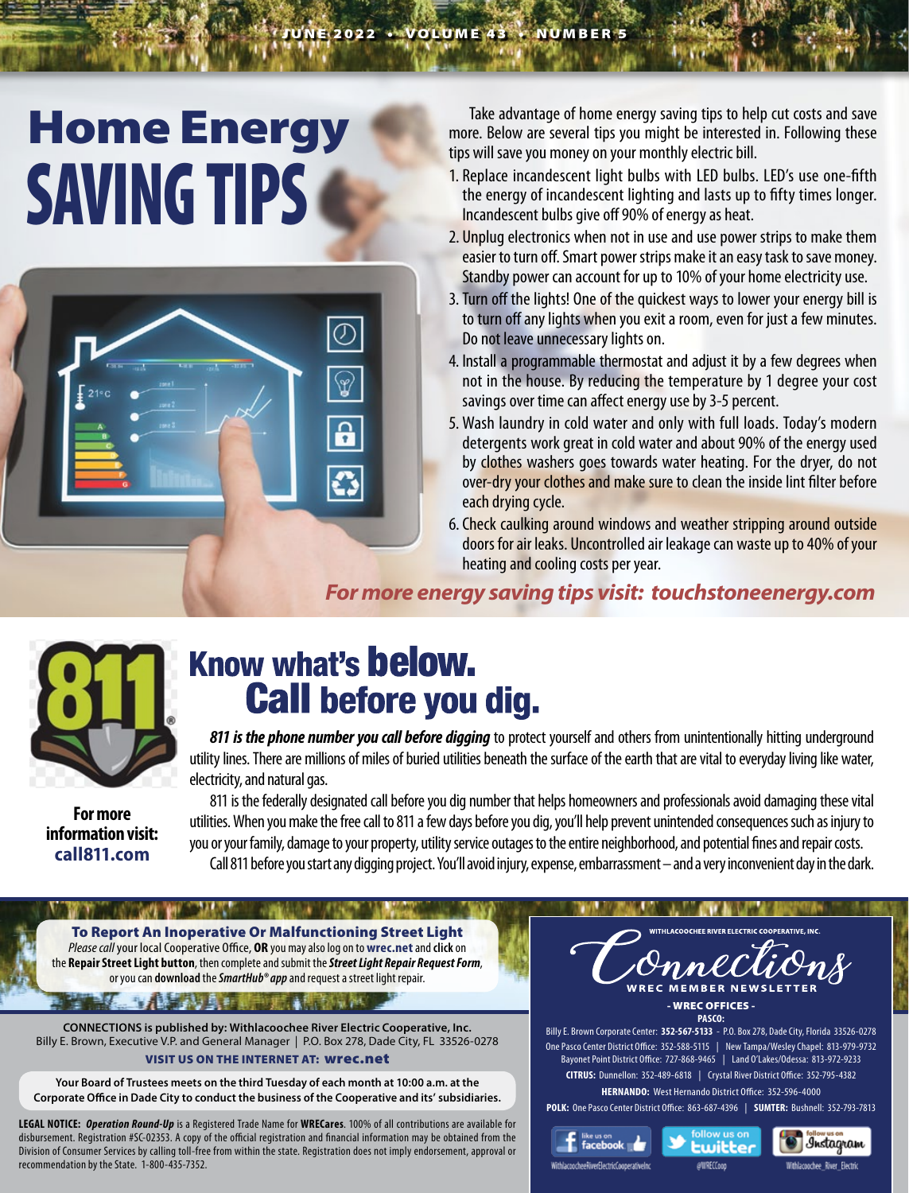# Home Energy SAVING TIPS

Take advantage of home energy saving tips to help cut costs and save more. Below are several tips you might be interested in. Following these tips will save you money on your monthly electric bill.

1. Replace incandescent light bulbs with LED bulbs. LED's use one-fifth the energy of incandescent lighting and lasts up to fifty times longer. Incandescent bulbs give off 90% of energy as heat.
2. Unplug electronics when not in use and use power strips to make them easier to turn off. Smart power strips make it an easy task to save money. Standby power can account for up to 10% of your home electricity use.
3. Turn off the lights! One of the quickest ways to lower your energy bill is to turn off any lights when you exit a room, even for just a few minutes. Do not leave unnecessary lights on.
4. Install a programmable thermostat and adjust it by a few degrees when not in the house. By reducing the temperature by 1 degree your cost savings over time can affect energy use by 3-5 percent.
5. Wash laundry in cold water and only with full loads. Today's modern detergents work great in cold water and about 90% of the energy used by clothes washers goes towards water heating. For the dryer, do not over-dry your clothes and make sure to clean the inside lint filter before each drying cycle.
6. Check caulking around windows and weather stripping around outside doors for air leaks. Uncontrolled air leakage can waste up to 40% of your heating and cooling costs per year.

***For more energy saving tips visit: touchstoneenergy.com***

# Know what's below. Call before you dig.

***811 is the phone number you call before digging*** to protect yourself and others from unintentionally hitting underground utility lines. There are millions of miles of buried utilities beneath the surface of the earth that are vital to everyday living like water, electricity, and natural gas.

811 is the federally designated call before you dig number that helps homeowners and professionals avoid damaging these vital utilities. When you make the free call to 811 a few days before you dig, you'll help prevent unintended consequences such as injury to you or your family, damage to your property, utility service outages to the entire neighborhood, and potential fines and repair costs.

Call 811 before you start any digging project. You'll avoid injury, expense, embarrassment – and a very inconvenient day in the dark.

**For more information visit: call811.com**

**To Report An Inoperative Or Malfunctioning Street Light**

*Please call* your local Cooperative Office, **OR** you may also log on to **wrec.net** and **click** on the **Repair Street Light button**, then complete and submit the ***Street Light Repair Request Form***, or you can **download** the ***SmartHub® app*** and request a street light repair.

**CONNECTIONS is published by: Withlacoochee River Electric Cooperative, Inc.**
Billy E. Brown, Executive V.P. and General Manager | P.O. Box 278, Dade City, FL 33526-0278

**VISIT US ON THE INTERNET AT: wrec.net**

**Your Board of Trustees meets on the third Tuesday of each month at 10:00 a.m. at the Corporate Office in Dade City to conduct the business of the Cooperative and its' subsidiaries.**

**LEGAL NOTICE:** ***Operation Round-Up*** is a Registered Trade Name for **WRECares**. 100% of all contributions are available for disbursement. Registration #SC-02353. A copy of the official registration and financial information may be obtained from the Division of Consumer Services by calling toll-free from within the state. Registration does not imply endorsement, approval or recommendation by the State. 1-800-435-7352.

WITHLACOOCHEE RIVER ELECTRIC COOPERATIVE, INC.

## Connections

WREC MEMBER NEWSLETTER

**- WREC OFFICES -**

**PASCO:**
Billy E. Brown Corporate Center: **352-567-5133** - P.O. Box 278, Dade City, Florida 33526-0278
One Pasco Center District Office: 352-588-5115 | New Tampa/Wesley Chapel: 813-979-9732
Bayonet Point District Office: 727-868-9465 | Land O'Lakes/Odessa: 813-972-9233

**CITRUS:** Dunnellon: 352-489-6818 | Crystal River District Office: 352-795-4382

**HERNANDO:** West Hernando District Office: 352-596-4000

**POLK:** One Pasco Center District Office: 863-687-4396 | **SUMTER:** Bushnell: 352-793-7813

Like us on facebook: WithlacoocheeRiverElectricCooperativeInc
Follow us on twitter: @WRECCoop
Follow us on Instagram: Withlacoochee_River_Electric